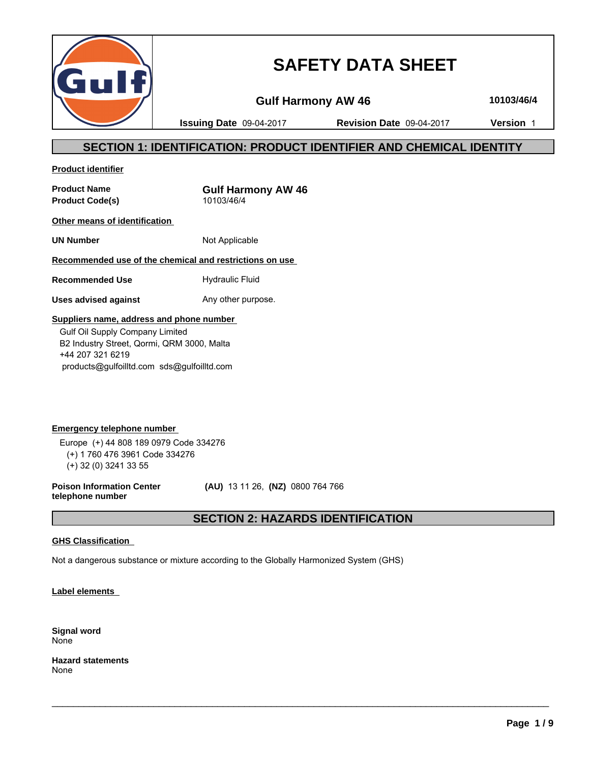# SAFETY DATA SHEET

**Gulf Harmony AW 46** **10103/46/4**

**Issuing Date** 09-04-2017 **Revision Date** 09-04-2017 **Version** 1

## SECTION 1: IDENTIFICATION: PRODUCT IDENTIFIER AND CHEMICAL IDENTITY

**Product identifier**

| | |
|---|---|
| **Product Name** | **Gulf Harmony AW 46** |
| **Product Code(s)** | 10103/46/4 |

**Other means of identification**

| | |
|---|---|
| **UN Number** | Not Applicable |

**Recommended use of the chemical and restrictions on use**

| | |
|---|---|
| **Recommended Use** | Hydraulic Fluid |
| **Uses advised against** | Any other purpose. |

**Suppliers name, address and phone number**

Gulf Oil Supply Company Limited
B2 Industry Street, Qormi, QRM 3000, Malta
+44 207 321 6219
products@gulfoilltd.com sds@gulfoilltd.com

**Emergency telephone number**

Europe (+) 44 808 189 0979 Code 334276
(+) 1 760 476 3961 Code 334276
(+) 32 (0) 3241 33 55

**Poison Information Center telephone number** **(AU)** 13 11 26, **(NZ)** 0800 764 766

## SECTION 2: HAZARDS IDENTIFICATION

**GHS Classification**

Not a dangerous substance or mixture according to the Globally Harmonized System (GHS)

**Label elements**

**Signal word**
None

**Hazard statements**
None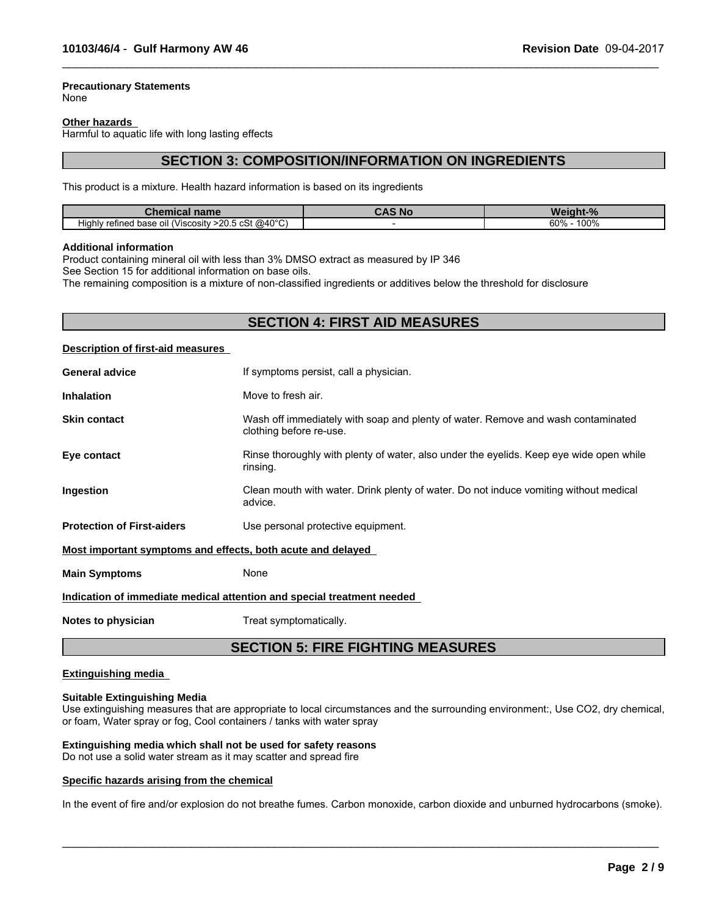**Precautionary Statements**
None

**Other hazards**
Harmful to aquatic life with long lasting effects

## SECTION 3: COMPOSITION/INFORMATION ON INGREDIENTS

This product is a mixture. Health hazard information is based on its ingredients

| Chemical name | CAS No | Weight-% |
|---|---|---|
| Highly refined base oil (Viscosity >20.5 cSt @40°C) | - | 60% - 100% |

**Additional information**
Product containing mineral oil with less than 3% DMSO extract as measured by IP 346
See Section 15 for additional information on base oils.
The remaining composition is a mixture of non-classified ingredients or additives below the threshold for disclosure

## SECTION 4: FIRST AID MEASURES

**Description of first-aid measures**

**General advice** If symptoms persist, call a physician.

**Inhalation** Move to fresh air.

**Skin contact** Wash off immediately with soap and plenty of water. Remove and wash contaminated clothing before re-use.

**Eye contact** Rinse thoroughly with plenty of water, also under the eyelids. Keep eye wide open while rinsing.

**Ingestion** Clean mouth with water. Drink plenty of water. Do not induce vomiting without medical advice.

**Protection of First-aiders** Use personal protective equipment.

**Most important symptoms and effects, both acute and delayed**

**Main Symptoms** None

**Indication of immediate medical attention and special treatment needed**

**Notes to physician** Treat symptomatically.

## SECTION 5: FIRE FIGHTING MEASURES

**Extinguishing media**

**Suitable Extinguishing Media**
Use extinguishing measures that are appropriate to local circumstances and the surrounding environment:, Use $CO_2$, dry chemical, or foam, Water spray or fog, Cool containers / tanks with water spray

**Extinguishing media which shall not be used for safety reasons**
Do not use a solid water stream as it may scatter and spread fire

**Specific hazards arising from the chemical**

In the event of fire and/or explosion do not breathe fumes. Carbon monoxide, carbon dioxide and unburned hydrocarbons (smoke).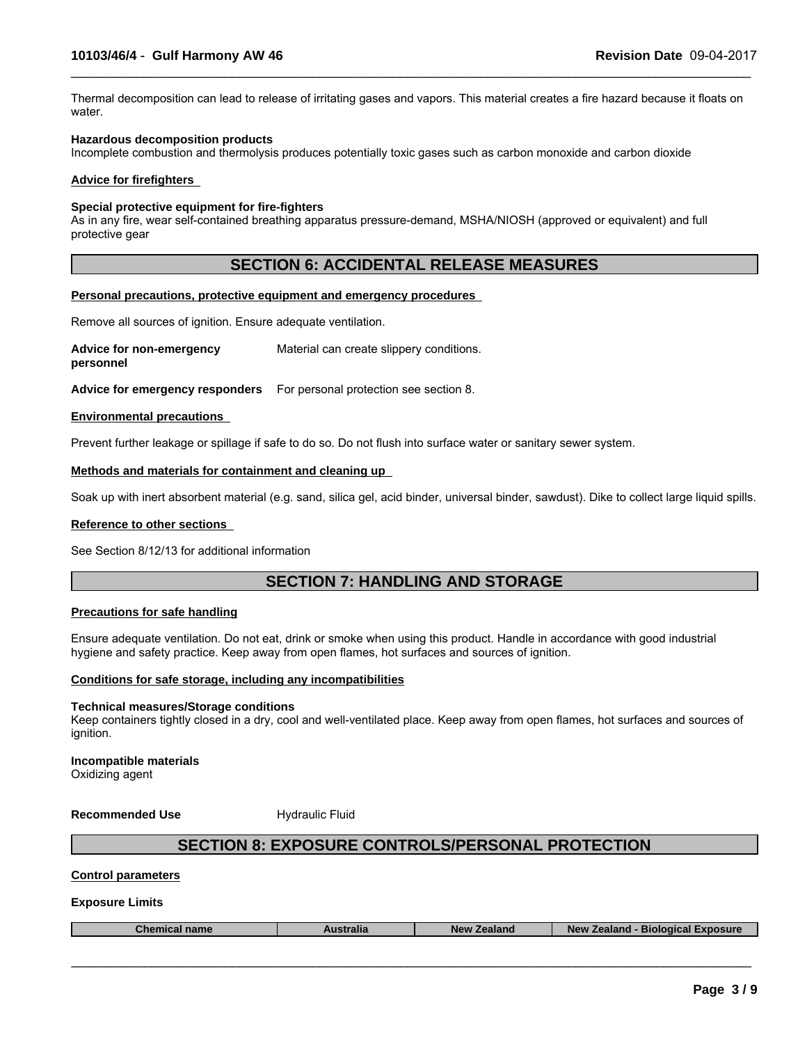Thermal decomposition can lead to release of irritating gases and vapors. This material creates a fire hazard because it floats on water.

**Hazardous decomposition products**
Incomplete combustion and thermolysis produces potentially toxic gases such as carbon monoxide and carbon dioxide

**Advice for firefighters**

**Special protective equipment for fire-fighters**
As in any fire, wear self-contained breathing apparatus pressure-demand, MSHA/NIOSH (approved or equivalent) and full protective gear

## SECTION 6: ACCIDENTAL RELEASE MEASURES

**Personal precautions, protective equipment and emergency procedures**

Remove all sources of ignition. Ensure adequate ventilation.

**Advice for non-emergency personnel** Material can create slippery conditions.

**Advice for emergency responders** For personal protection see section 8.

**Environmental precautions**

Prevent further leakage or spillage if safe to do so. Do not flush into surface water or sanitary sewer system.

**Methods and materials for containment and cleaning up**

Soak up with inert absorbent material (e.g. sand, silica gel, acid binder, universal binder, sawdust). Dike to collect large liquid spills.

**Reference to other sections**

See Section 8/12/13 for additional information

## SECTION 7: HANDLING AND STORAGE

**Precautions for safe handling**

Ensure adequate ventilation. Do not eat, drink or smoke when using this product. Handle in accordance with good industrial hygiene and safety practice. Keep away from open flames, hot surfaces and sources of ignition.

**Conditions for safe storage, including any incompatibilities**

**Technical measures/Storage conditions**
Keep containers tightly closed in a dry, cool and well-ventilated place. Keep away from open flames, hot surfaces and sources of ignition.

**Incompatible materials**
Oxidizing agent

**Recommended Use** Hydraulic Fluid

## SECTION 8: EXPOSURE CONTROLS/PERSONAL PROTECTION

**Control parameters**

**Exposure Limits**

| Chemical name | Australia | New Zealand | New Zealand - Biological Exposure |
|---|---|---|---|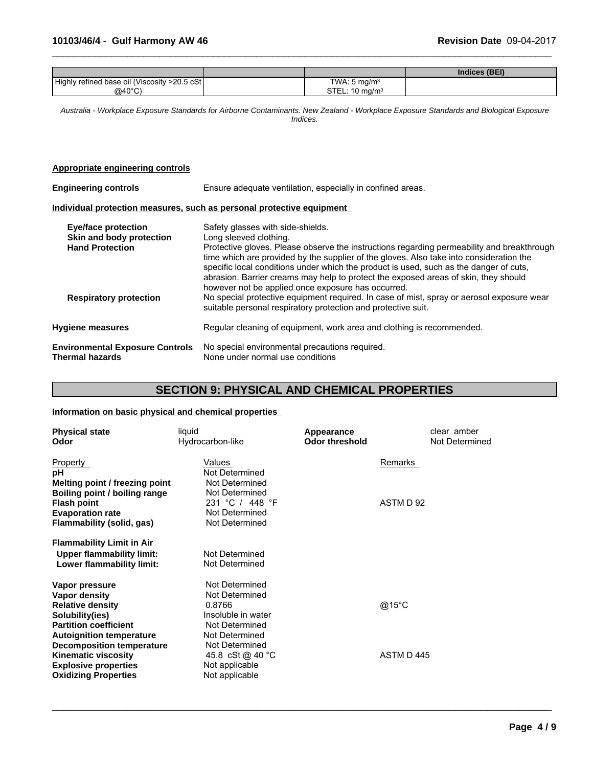| | | | Indices (BEI) |
|---|---|---|---|
| Highly refined base oil (Viscosity >20.5 cSt @40°C) | | TWA: 5 mg/m³<br>STEL: 10 mg/m³ | |

*Australia - Workplace Exposure Standards for Airborne Contaminants. New Zealand - Workplace Exposure Standards and Biological Exposure Indices.*

**Appropriate engineering controls**

**Engineering controls** Ensure adequate ventilation, especially in confined areas.

**Individual protection measures, such as personal protective equipment**

**Eye/face protection** Safety glasses with side-shields.

**Skin and body protection** Long sleeved clothing.

**Hand Protection** Protective gloves. Please observe the instructions regarding permeability and breakthrough time which are provided by the supplier of the gloves. Also take into consideration the specific local conditions under which the product is used, such as the danger of cuts, abrasion. Barrier creams may help to protect the exposed areas of skin, they should however not be applied once exposure has occurred.

**Respiratory protection** No special protective equipment required. In case of mist, spray or aerosol exposure wear suitable personal respiratory protection and protective suit.

**Hygiene measures** Regular cleaning of equipment, work area and clothing is recommended.

**Environmental Exposure Controls** No special environmental precautions required.

**Thermal hazards** None under normal use conditions

## SECTION 9: PHYSICAL AND CHEMICAL PROPERTIES

**Information on basic physical and chemical properties**

| | | | |
|---|---|---|---|
| **Physical state** | liquid | **Appearance** | clear amber |
| **Odor** | Hydrocarbon-like | **Odor threshold** | Not Determined |

| Property | Values | Remarks |
|---|---|---|
| **pH** | Not Determined | |
| **Melting point / freezing point** | Not Determined | |
| **Boiling point / boiling range** | Not Determined | |
| **Flash point** | 231 °C / 448 °F | ASTM D 92 |
| **Evaporation rate** | Not Determined | |
| **Flammability (solid, gas)** | Not Determined | |
| **Flammability Limit in Air** | | |
| **Upper flammability limit:** | Not Determined | |
| **Lower flammability limit:** | Not Determined | |
| **Vapor pressure** | Not Determined | |
| **Vapor density** | Not Determined | |
| **Relative density** | 0.8766 | @15°C |
| **Solubility(ies)** | Insoluble in water | |
| **Partition coefficient** | Not Determined | |
| **Autoignition temperature** | Not Determined | |
| **Decomposition temperature** | Not Determined | |
| **Kinematic viscosity** | 45.8 cSt @ 40 °C | ASTM D 445 |
| **Explosive properties** | Not applicable | |
| **Oxidizing Properties** | Not applicable | |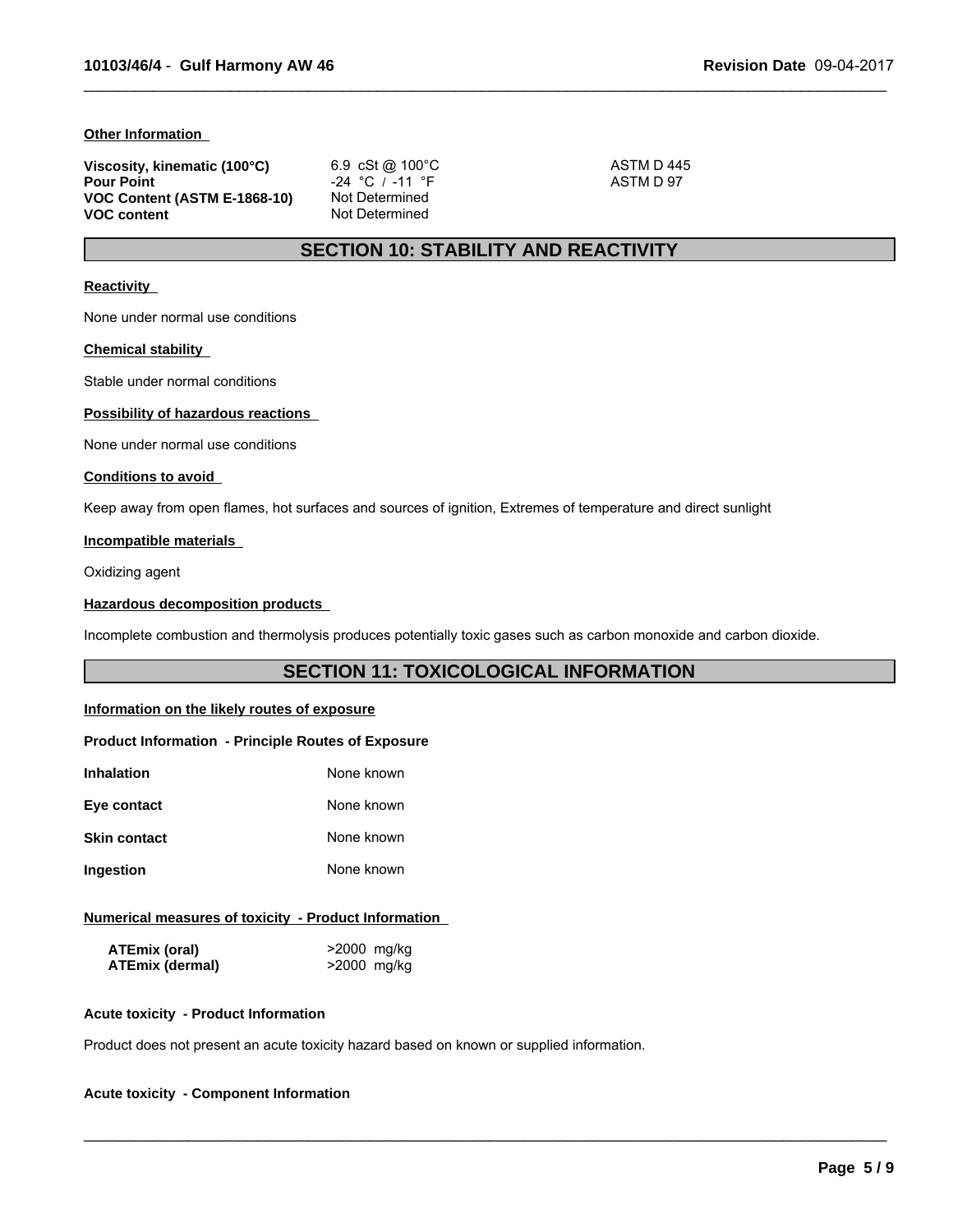**Other Information**

| | | |
|---|---|---|
| **Viscosity, kinematic (100°C)** | 6.9 cSt @ 100°C | ASTM D 445 |
| **Pour Point** | -24 °C / -11 °F | ASTM D 97 |
| **VOC Content (ASTM E-1868-10)** | Not Determined | |
| **VOC content** | Not Determined | |

## SECTION 10: STABILITY AND REACTIVITY

**Reactivity**

None under normal use conditions

**Chemical stability**

Stable under normal conditions

**Possibility of hazardous reactions**

None under normal use conditions

**Conditions to avoid**

Keep away from open flames, hot surfaces and sources of ignition, Extremes of temperature and direct sunlight

**Incompatible materials**

Oxidizing agent

**Hazardous decomposition products**

Incomplete combustion and thermolysis produces potentially toxic gases such as carbon monoxide and carbon dioxide.

## SECTION 11: TOXICOLOGICAL INFORMATION

**Information on the likely routes of exposure**

**Product Information - Principle Routes of Exposure**

| | |
|---|---|
| **Inhalation** | None known |
| **Eye contact** | None known |
| **Skin contact** | None known |
| **Ingestion** | None known |

**Numerical measures of toxicity - Product Information**

| | |
|---|---|
| **ATEmix (oral)** | >2000 mg/kg |
| **ATEmix (dermal)** | >2000 mg/kg |

**Acute toxicity - Product Information**

Product does not present an acute toxicity hazard based on known or supplied information.

**Acute toxicity - Component Information**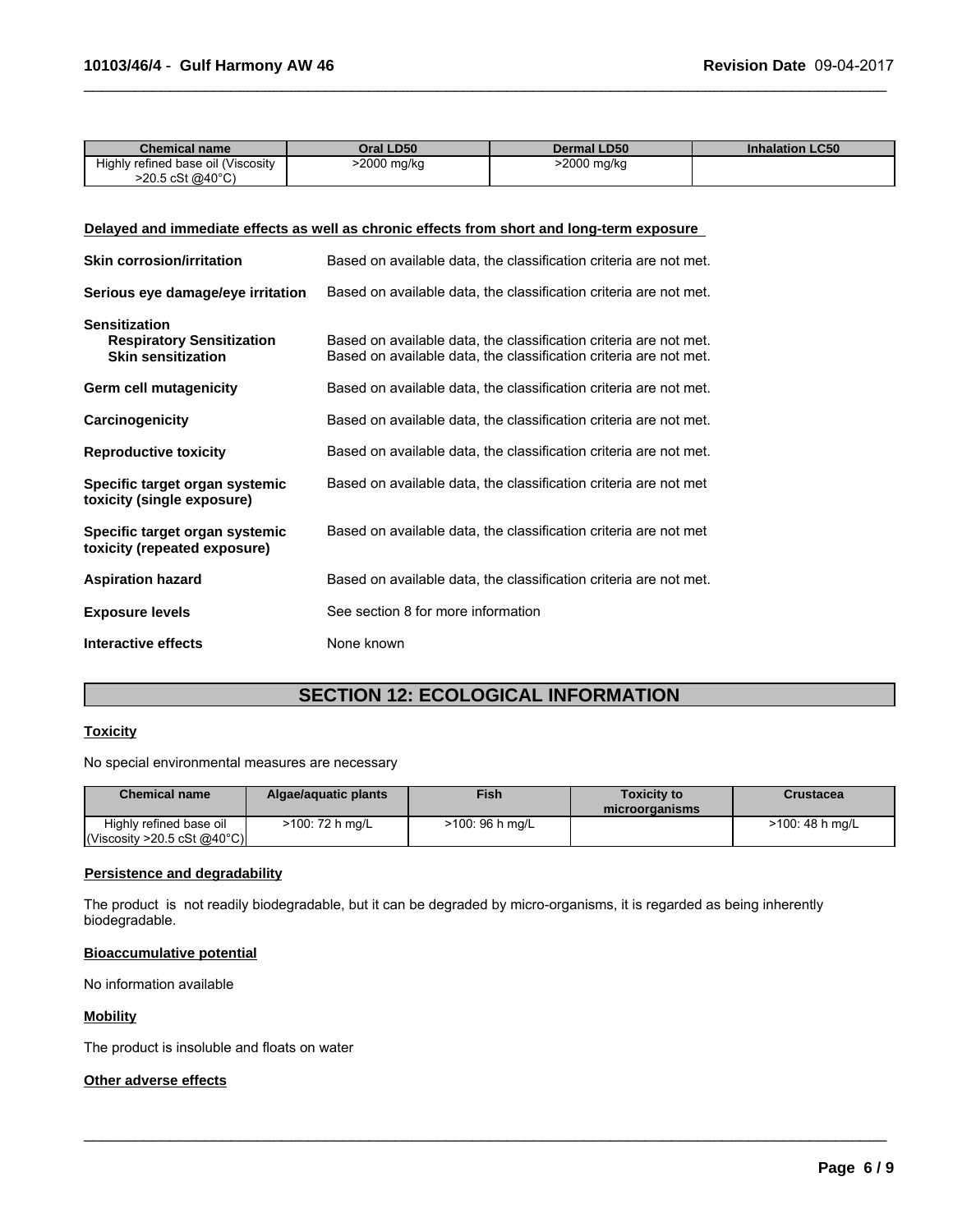| Chemical name | Oral LD50 | Dermal LD50 | Inhalation LC50 |
|---|---|---|---|
| Highly refined base oil (Viscosity >20.5 cSt @40°C) | >2000 mg/kg | >2000 mg/kg | |

**Delayed and immediate effects as well as chronic effects from short and long-term exposure**

**Skin corrosion/irritation** Based on available data, the classification criteria are not met.

**Serious eye damage/eye irritation** Based on available data, the classification criteria are not met.

**Sensitization**

**Respiratory Sensitization** Based on available data, the classification criteria are not met.

**Skin sensitization** Based on available data, the classification criteria are not met.

**Germ cell mutagenicity** Based on available data, the classification criteria are not met.

**Carcinogenicity** Based on available data, the classification criteria are not met.

**Reproductive toxicity** Based on available data, the classification criteria are not met.

**Specific target organ systemic toxicity (single exposure)** Based on available data, the classification criteria are not met

**Specific target organ systemic toxicity (repeated exposure)** Based on available data, the classification criteria are not met

**Aspiration hazard** Based on available data, the classification criteria are not met.

**Exposure levels** See section 8 for more information

**Interactive effects** None known

## SECTION 12: ECOLOGICAL INFORMATION

**Toxicity**

No special environmental measures are necessary

| Chemical name | Algae/aquatic plants | Fish | Toxicity to microorganisms | Crustacea |
|---|---|---|---|---|
| Highly refined base oil (Viscosity >20.5 cSt @40°C) | >100: 72 h mg/L | >100: 96 h mg/L | | >100: 48 h mg/L |

**Persistence and degradability**

The product is not readily biodegradable, but it can be degraded by micro-organisms, it is regarded as being inherently biodegradable.

**Bioaccumulative potential**

No information available

**Mobility**

The product is insoluble and floats on water

**Other adverse effects**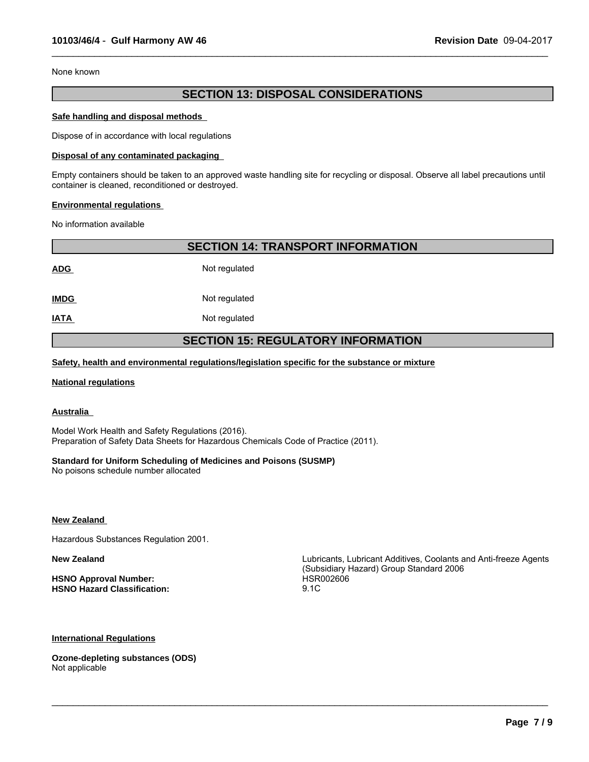None known

## SECTION 13: DISPOSAL CONSIDERATIONS

**Safe handling and disposal methods**

Dispose of in accordance with local regulations

**Disposal of any contaminated packaging**

Empty containers should be taken to an approved waste handling site for recycling or disposal. Observe all label precautions until container is cleaned, reconditioned or destroyed.

**Environmental regulations**

No information available

## SECTION 14: TRANSPORT INFORMATION

**ADG** Not regulated

**IMDG** Not regulated

**IATA** Not regulated

## SECTION 15: REGULATORY INFORMATION

**Safety, health and environmental regulations/legislation specific for the substance or mixture**

**National regulations**

**Australia**

Model Work Health and Safety Regulations (2016).
Preparation of Safety Data Sheets for Hazardous Chemicals Code of Practice (2011).

**Standard for Uniform Scheduling of Medicines and Poisons (SUSMP)**
No poisons schedule number allocated

**New Zealand**

Hazardous Substances Regulation 2001.

**New Zealand** Lubricants, Lubricant Additives, Coolants and Anti-freeze Agents (Subsidiary Hazard) Group Standard 2006

**HSNO Approval Number:** HSR002606
**HSNO Hazard Classification:** 9.1C

**International Regulations**

**Ozone-depleting substances (ODS)**
Not applicable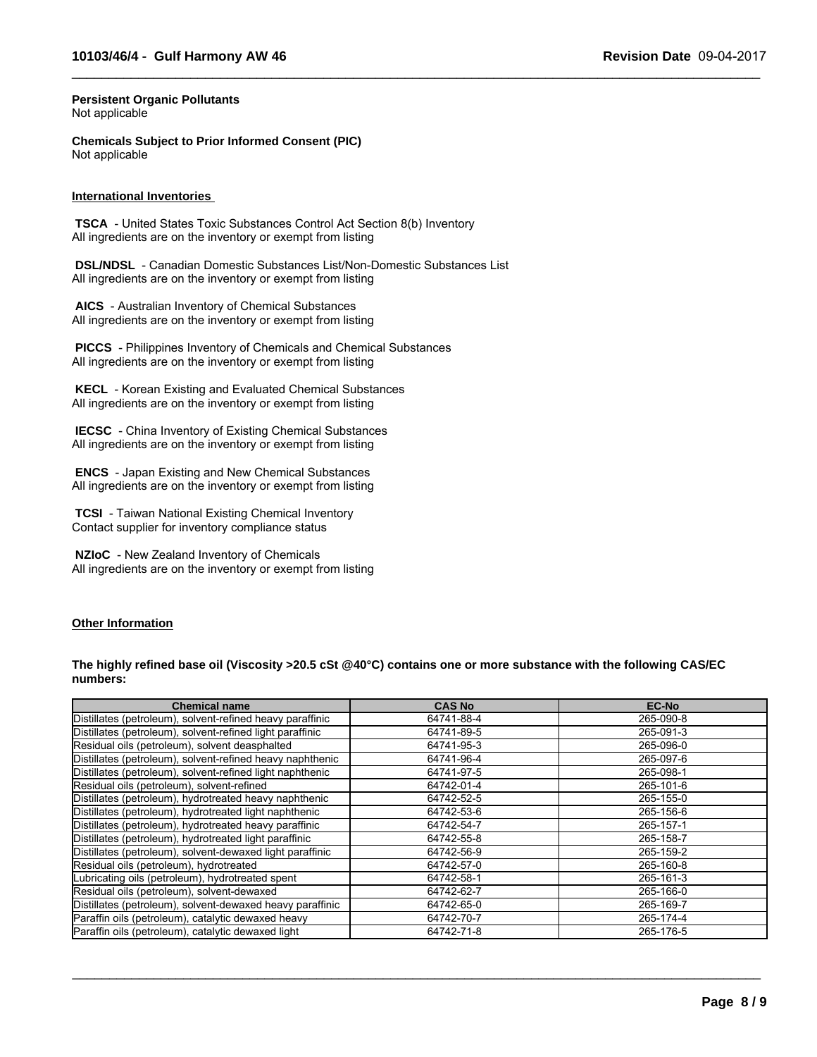**Persistent Organic Pollutants**
Not applicable

**Chemicals Subject to Prior Informed Consent (PIC)**
Not applicable

**International Inventories**

**TSCA** - United States Toxic Substances Control Act Section 8(b) Inventory
All ingredients are on the inventory or exempt from listing

**DSL/NDSL** - Canadian Domestic Substances List/Non-Domestic Substances List
All ingredients are on the inventory or exempt from listing

**AICS** - Australian Inventory of Chemical Substances
All ingredients are on the inventory or exempt from listing

**PICCS** - Philippines Inventory of Chemicals and Chemical Substances
All ingredients are on the inventory or exempt from listing

**KECL** - Korean Existing and Evaluated Chemical Substances
All ingredients are on the inventory or exempt from listing

**IECSC** - China Inventory of Existing Chemical Substances
All ingredients are on the inventory or exempt from listing

**ENCS** - Japan Existing and New Chemical Substances
All ingredients are on the inventory or exempt from listing

**TCSI** - Taiwan National Existing Chemical Inventory
Contact supplier for inventory compliance status

**NZIoC** - New Zealand Inventory of Chemicals
All ingredients are on the inventory or exempt from listing

**Other Information**

**The highly refined base oil (Viscosity >20.5 cSt @40°C) contains one or more substance with the following CAS/EC numbers:**

| Chemical name | CAS No | EC-No |
|---|---|---|
| Distillates (petroleum), solvent-refined heavy paraffinic | 64741-88-4 | 265-090-8 |
| Distillates (petroleum), solvent-refined light paraffinic | 64741-89-5 | 265-091-3 |
| Residual oils (petroleum), solvent deasphalted | 64741-95-3 | 265-096-0 |
| Distillates (petroleum), solvent-refined heavy naphthenic | 64741-96-4 | 265-097-6 |
| Distillates (petroleum), solvent-refined light naphthenic | 64741-97-5 | 265-098-1 |
| Residual oils (petroleum), solvent-refined | 64742-01-4 | 265-101-6 |
| Distillates (petroleum), hydrotreated heavy naphthenic | 64742-52-5 | 265-155-0 |
| Distillates (petroleum), hydrotreated light naphthenic | 64742-53-6 | 265-156-6 |
| Distillates (petroleum), hydrotreated heavy paraffinic | 64742-54-7 | 265-157-1 |
| Distillates (petroleum), hydrotreated light paraffinic | 64742-55-8 | 265-158-7 |
| Distillates (petroleum), solvent-dewaxed light paraffinic | 64742-56-9 | 265-159-2 |
| Residual oils (petroleum), hydrotreated | 64742-57-0 | 265-160-8 |
| Lubricating oils (petroleum), hydrotreated spent | 64742-58-1 | 265-161-3 |
| Residual oils (petroleum), solvent-dewaxed | 64742-62-7 | 265-166-0 |
| Distillates (petroleum), solvent-dewaxed heavy paraffinic | 64742-65-0 | 265-169-7 |
| Paraffin oils (petroleum), catalytic dewaxed heavy | 64742-70-7 | 265-174-4 |
| Paraffin oils (petroleum), catalytic dewaxed light | 64742-71-8 | 265-176-5 |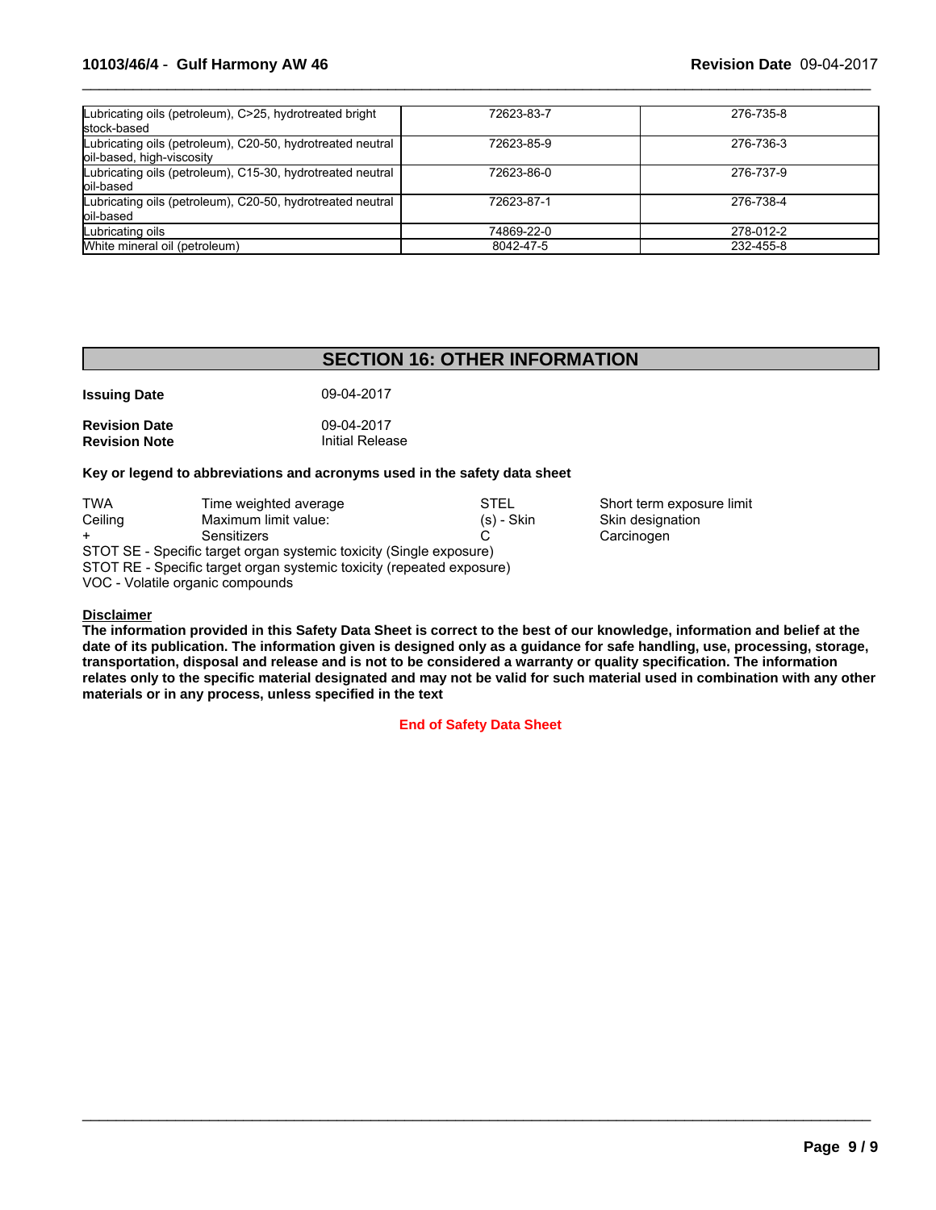| | | |
|---|---|---|
| Lubricating oils (petroleum), C>25, hydrotreated bright stock-based | 72623-83-7 | 276-735-8 |
| Lubricating oils (petroleum), C20-50, hydrotreated neutral oil-based, high-viscosity | 72623-85-9 | 276-736-3 |
| Lubricating oils (petroleum), C15-30, hydrotreated neutral oil-based | 72623-86-0 | 276-737-9 |
| Lubricating oils (petroleum), C20-50, hydrotreated neutral oil-based | 72623-87-1 | 276-738-4 |
| Lubricating oils | 74869-22-0 | 278-012-2 |
| White mineral oil (petroleum) | 8042-47-5 | 232-455-8 |

## SECTION 16: OTHER INFORMATION

**Issuing Date** 09-04-2017

**Revision Date** 09-04-2017
**Revision Note** Initial Release

**Key or legend to abbreviations and acronyms used in the safety data sheet**

| | | | |
|---|---|---|---|
| TWA | Time weighted average | STEL | Short term exposure limit |
| Ceiling | Maximum limit value: | (s) - Skin | Skin designation |
| + | Sensitizers | C | Carcinogen |

STOT SE - Specific target organ systemic toxicity (Single exposure)
STOT RE - Specific target organ systemic toxicity (repeated exposure)
VOC - Volatile organic compounds

**Disclaimer**

**The information provided in this Safety Data Sheet is correct to the best of our knowledge, information and belief at the date of its publication. The information given is designed only as a guidance for safe handling, use, processing, storage, transportation, disposal and release and is not to be considered a warranty or quality specification. The information relates only to the specific material designated and may not be valid for such material used in combination with any other materials or in any process, unless specified in the text**

**End of Safety Data Sheet**